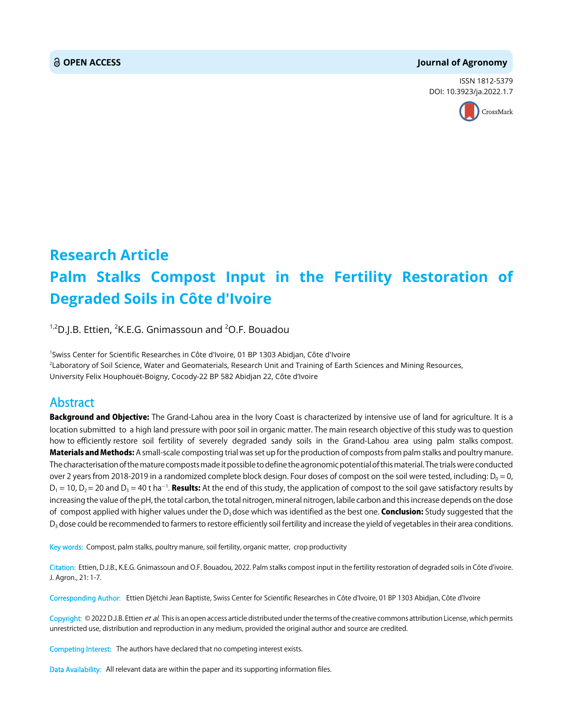OPEN ACCESS

**Journal of Agronomy**

ISSN 1812-5379
DOI: 10.3923/ja.2022.1.7

# Research Article
# Palm Stalks Compost Input in the Fertility Restoration of Degraded Soils in Côte d'Ivoire

[1,2]D.J.B. Ettien, [2]K.E.G. Gnimassoun and [2]O.F. Bouadou

[1]Swiss Center for Scientific Researches in Côte d'Ivoire, 01 BP 1303 Abidjan, Côte d'Ivoire
[2]Laboratory of Soil Science, Water and Geomaterials, Research Unit and Training of Earth Sciences and Mining Resources, University Felix Houphouët-Boigny, Cocody-22 BP 582 Abidjan 22, Côte d'Ivoire

## Abstract

**Background and Objective:** The Grand-Lahou area in the Ivory Coast is characterized by intensive use of land for agriculture. It is a location submitted to a high land pressure with poor soil in organic matter. The main research objective of this study was to question how to efficiently restore soil fertility of severely degraded sandy soils in the Grand-Lahou area using palm stalks compost. **Materials and Methods:** A small-scale composting trial was set up for the production of composts from palm stalks and poultry manure. The characterisation of the mature composts made it possible to define the agronomic potential of this material. The trials were conducted over 2 years from 2018-2019 in a randomized complete block design. Four doses of compost on the soil were tested, including: $D_0 = 0$, $D_1 = 10$, $D_2 = 20$ and $D_3 = 40$ t ha$^{-1}$. **Results:** At the end of this study, the application of compost to the soil gave satisfactory results by increasing the value of the pH, the total carbon, the total nitrogen, mineral nitrogen, labile carbon and this increase depends on the dose of compost applied with higher values under the $D_3$ dose which was identified as the best one. **Conclusion:** Study suggested that the $D_3$ dose could be recommended to farmers to restore efficiently soil fertility and increase the yield of vegetables in their area conditions.

Key words: Compost, palm stalks, poultry manure, soil fertility, organic matter, crop productivity

Citation: Ettien, D.J.B., K.E.G. Gnimassoun and O.F. Bouadou, 2022. Palm stalks compost input in the fertility restoration of degraded soils in Côte d'ivoire. J. Agron., 21: 1-7.

Corresponding Author: Ettien Djétchi Jean Baptiste, Swiss Center for Scientific Researches in Côte d'Ivoire, 01 BP 1303 Abidjan, Côte d'Ivoire

Copyright: © 2022 D.J.B. Ettien *et al.* This is an open access article distributed under the terms of the creative commons attribution License, which permits unrestricted use, distribution and reproduction in any medium, provided the original author and source are credited.

Competing Interest: The authors have declared that no competing interest exists.

Data Availability: All relevant data are within the paper and its supporting information files.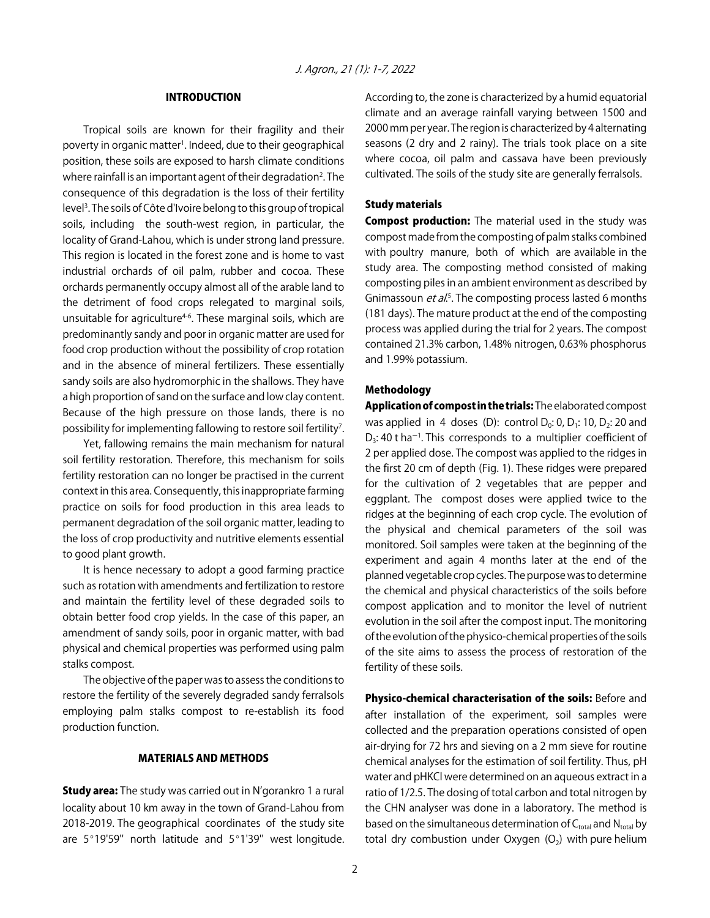## INTRODUCTION

Tropical soils are known for their fragility and their poverty in organic matter[1]. Indeed, due to their geographical position, these soils are exposed to harsh climate conditions where rainfall is an important agent of their degradation[2]. The consequence of this degradation is the loss of their fertility level[3]. The soils of Côte d'Ivoire belong to this group of tropical soils, including the south-west region, in particular, the locality of Grand-Lahou, which is under strong land pressure. This region is located in the forest zone and is home to vast industrial orchards of oil palm, rubber and cocoa. These orchards permanently occupy almost all of the arable land to the detriment of food crops relegated to marginal soils, unsuitable for agriculture[4-6]. These marginal soils, which are predominantly sandy and poor in organic matter are used for food crop production without the possibility of crop rotation and in the absence of mineral fertilizers. These essentially sandy soils are also hydromorphic in the shallows. They have a high proportion of sand on the surface and low clay content. Because of the high pressure on those lands, there is no possibility for implementing fallowing to restore soil fertility[7].

Yet, fallowing remains the main mechanism for natural soil fertility restoration. Therefore, this mechanism for soils fertility restoration can no longer be practised in the current context in this area. Consequently, this inappropriate farming practice on soils for food production in this area leads to permanent degradation of the soil organic matter, leading to the loss of crop productivity and nutritive elements essential to good plant growth.

It is hence necessary to adopt a good farming practice such as rotation with amendments and fertilization to restore and maintain the fertility level of these degraded soils to obtain better food crop yields. In the case of this paper, an amendment of sandy soils, poor in organic matter, with bad physical and chemical properties was performed using palm stalks compost.

The objective of the paper was to assess the conditions to restore the fertility of the severely degraded sandy ferralsols employing palm stalks compost to re-establish its food production function.

## MATERIALS AND METHODS

**Study area:** The study was carried out in N'gorankro 1 a rural locality about 10 km away in the town of Grand-Lahou from 2018-2019. The geographical coordinates of the study site are 5°19'59'' north latitude and 5°1'39'' west longitude. According to, the zone is characterized by a humid equatorial climate and an average rainfall varying between 1500 and 2000 mm per year. The region is characterized by 4 alternating seasons (2 dry and 2 rainy). The trials took place on a site where cocoa, oil palm and cassava have been previously cultivated. The soils of the study site are generally ferralsols.

### Study materials

**Compost production:** The material used in the study was compost made from the composting of palm stalks combined with poultry manure, both of which are available in the study area. The composting method consisted of making composting piles in an ambient environment as described by Gnimassoun *et al*.[5]. The composting process lasted 6 months (181 days). The mature product at the end of the composting process was applied during the trial for 2 years. The compost contained 21.3% carbon, 1.48% nitrogen, 0.63% phosphorus and 1.99% potassium.

### Methodology

**Application of compost in the trials:** The elaborated compost was applied in 4 doses (D): control $D_0$: 0, $D_1$: 10, $D_2$: 20 and $D_3$: 40 t ha$^{-1}$. This corresponds to a multiplier coefficient of 2 per applied dose. The compost was applied to the ridges in the first 20 cm of depth (Fig. 1). These ridges were prepared for the cultivation of 2 vegetables that are pepper and eggplant. The compost doses were applied twice to the ridges at the beginning of each crop cycle. The evolution of the physical and chemical parameters of the soil was monitored. Soil samples were taken at the beginning of the experiment and again 4 months later at the end of the planned vegetable crop cycles. The purpose was to determine the chemical and physical characteristics of the soils before compost application and to monitor the level of nutrient evolution in the soil after the compost input. The monitoring of the evolution of the physico-chemical properties of the soils of the site aims to assess the process of restoration of the fertility of these soils.

**Physico-chemical characterisation of the soils:** Before and after installation of the experiment, soil samples were collected and the preparation operations consisted of open air-drying for 72 hrs and sieving on a 2 mm sieve for routine chemical analyses for the estimation of soil fertility. Thus, pH water and pHKCl were determined on an aqueous extract in a ratio of 1/2.5. The dosing of total carbon and total nitrogen by the CHN analyser was done in a laboratory. The method is based on the simultaneous determination of $C_{total}$ and $N_{total}$ by total dry combustion under Oxygen ($O_2$) with pure helium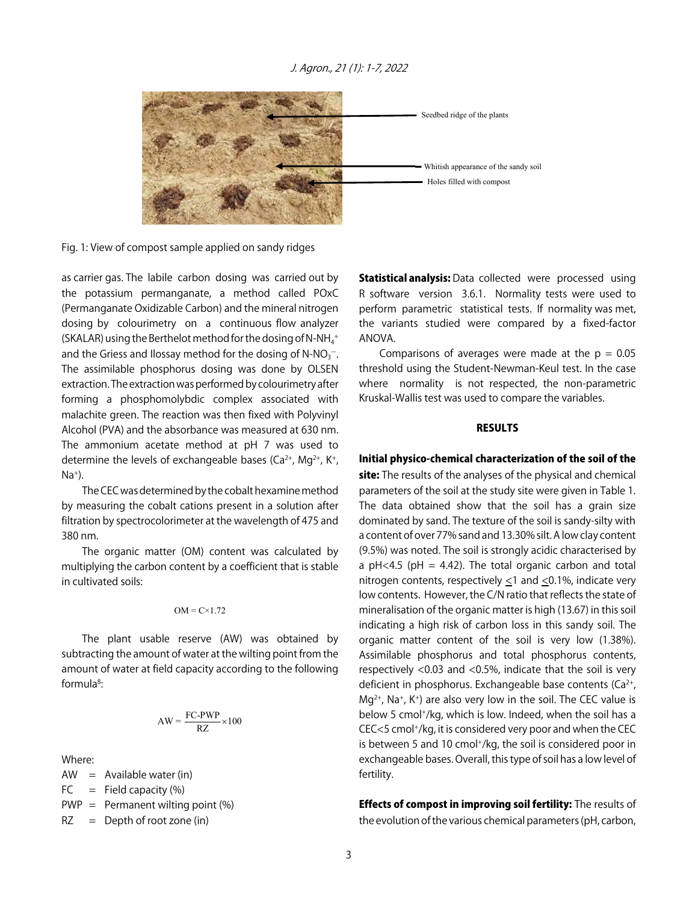Fig. 1: View of compost sample applied on sandy ridges

as carrier gas. The labile carbon dosing was carried out by the potassium permanganate, a method called POxC (Permanganate Oxidizable Carbon) and the mineral nitrogen dosing by colourimetry on a continuous flow analyzer (SKALAR) using the Berthelot method for the dosing of $N\text{-}NH_4^+$ and the Griess and Ilossay method for the dosing of $N\text{-}NO_3^-$. The assimilable phosphorus dosing was done by OLSEN extraction. The extraction was performed by colourimetry after forming a phosphomolybdic complex associated with malachite green. The reaction was then fixed with Polyvinyl Alcohol (PVA) and the absorbance was measured at 630 nm. The ammonium acetate method at pH 7 was used to determine the levels of exchangeable bases ($Ca^{2+}$, $Mg^{2+}$, $K^+$, $Na^+$).

The CEC was determined by the cobalt hexamine method by measuring the cobalt cations present in a solution after filtration by spectrocolorimeter at the wavelength of 475 and 380 nm.

The organic matter (OM) content was calculated by multiplying the carbon content by a coefficient that is stable in cultivated soils:

$$OM = C \times 1.72$$

The plant usable reserve (AW) was obtained by subtracting the amount of water at the wilting point from the amount of water at field capacity according to the following formula[8]:

$$AW = \frac{FC\text{-}PWP}{RZ} \times 100$$

Where:

AW = Available water (in)
FC = Field capacity (%)
PWP = Permanent wilting point (%)
RZ = Depth of root zone (in)

**Statistical analysis:** Data collected were processed using R software version 3.6.1. Normality tests were used to perform parametric statistical tests. If normality was met, the variants studied were compared by a fixed-factor ANOVA.

Comparisons of averages were made at the $p = 0.05$ threshold using the Student-Newman-Keul test. In the case where normality is not respected, the non-parametric Kruskal-Wallis test was used to compare the variables.

## RESULTS

**Initial physico-chemical characterization of the soil of the site:** The results of the analyses of the physical and chemical parameters of the soil at the study site were given in Table 1. The data obtained show that the soil has a grain size dominated by sand. The texture of the soil is sandy-silty with a content of over 77% sand and 13.30% silt. A low clay content (9.5%) was noted. The soil is strongly acidic characterised by a pH<4.5 (pH = 4.42). The total organic carbon and total nitrogen contents, respectively $\leq$1 and $\leq$0.1%, indicate very low contents. However, the C/N ratio that reflects the state of mineralisation of the organic matter is high (13.67) in this soil indicating a high risk of carbon loss in this sandy soil. The organic matter content of the soil is very low (1.38%). Assimilable phosphorus and total phosphorus contents, respectively <0.03 and <0.5%, indicate that the soil is very deficient in phosphorus. Exchangeable base contents ($Ca^{2+}$, $Mg^{2+}$, $Na^+$, $K^+$) are also very low in the soil. The CEC value is below 5 $cmol^+/kg$, which is low. Indeed, when the soil has a CEC<5 $cmol^+/kg$, it is considered very poor and when the CEC is between 5 and 10 $cmol^+/kg$, the soil is considered poor in exchangeable bases. Overall, this type of soil has a low level of fertility.

**Effects of compost in improving soil fertility:** The results of the evolution of the various chemical parameters (pH, carbon,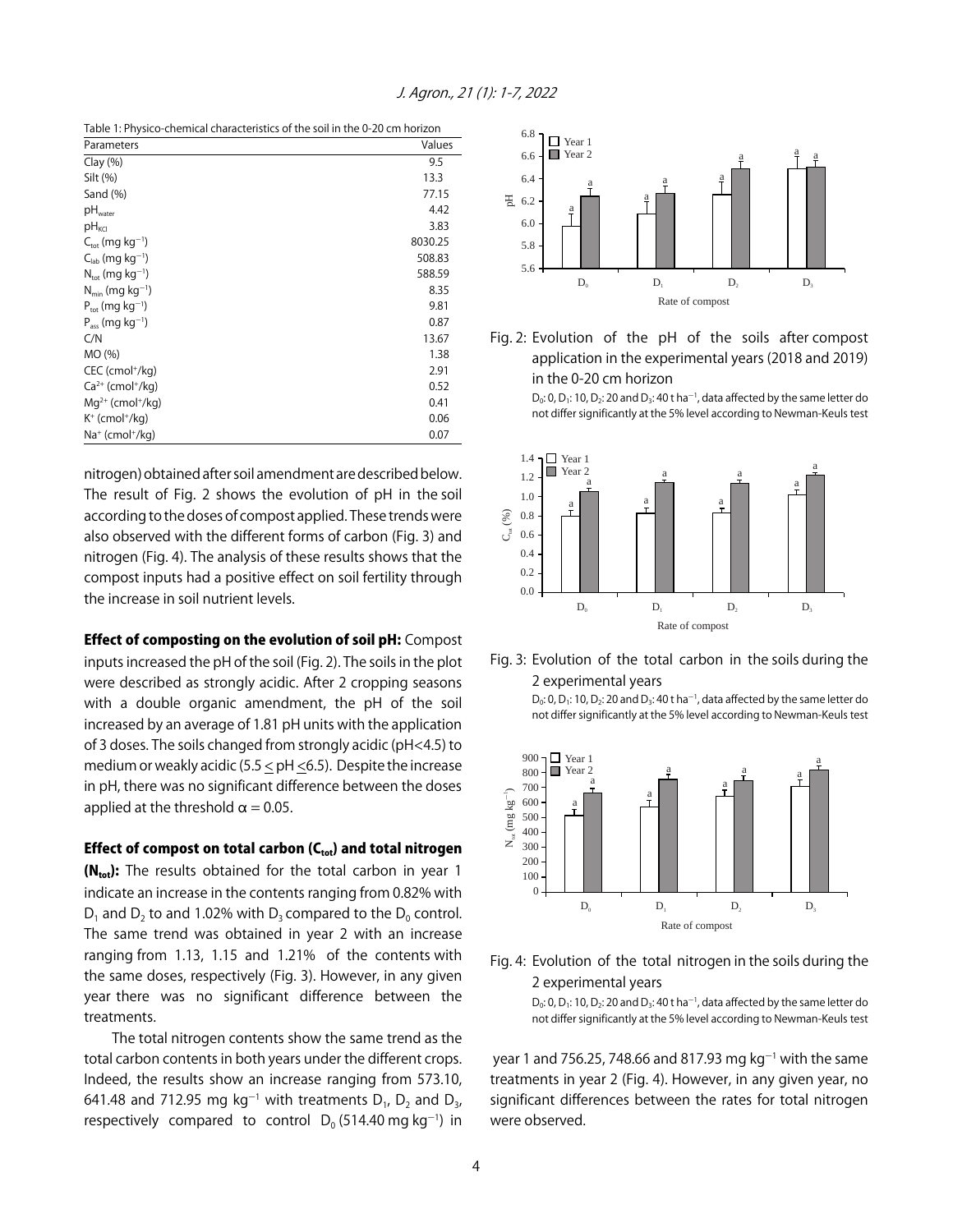Table 1: Physico-chemical characteristics of the soil in the 0-20 cm horizon

| Parameters | Values |
|---|---|
| Clay (%) | 9.5 |
| Silt (%) | 13.3 |
| Sand (%) | 77.15 |
| $pH_{water}$ | 4.42 |
| $pH_{KCl}$ | 3.83 |
| $C_{tot}$ (mg kg$^{-1}$) | 8030.25 |
| $C_{lab}$ (mg kg$^{-1}$) | 508.83 |
| $N_{tot}$ (mg kg$^{-1}$) | 588.59 |
| $N_{min}$ (mg kg$^{-1}$) | 8.35 |
| $P_{tot}$ (mg kg$^{-1}$) | 9.81 |
| $P_{ass}$ (mg kg$^{-1}$) | 0.87 |
| C/N | 13.67 |
| MO (%) | 1.38 |
| CEC (cmol$^{+}$/kg) | 2.91 |
| $Ca^{2+}$ (cmol$^{+}$/kg) | 0.52 |
| $Mg^{2+}$ (cmol$^{+}$/kg) | 0.41 |
| $K^{+}$ (cmol$^{+}$/kg) | 0.06 |
| $Na^{+}$ (cmol$^{+}$/kg) | 0.07 |

nitrogen) obtained after soil amendment are described below. The result of Fig. 2 shows the evolution of pH in the soil according to the doses of compost applied. These trends were also observed with the different forms of carbon (Fig. 3) and nitrogen (Fig. 4). The analysis of these results shows that the compost inputs had a positive effect on soil fertility through the increase in soil nutrient levels.

**Effect of composting on the evolution of soil pH:** Compost inputs increased the pH of the soil (Fig. 2). The soils in the plot were described as strongly acidic. After 2 cropping seasons with a double organic amendment, the pH of the soil increased by an average of 1.81 pH units with the application of 3 doses. The soils changed from strongly acidic (pH<4.5) to medium or weakly acidic ($5.5 \leq pH \leq 6.5$). Despite the increase in pH, there was no significant difference between the doses applied at the threshold $\alpha = 0.05$.

**Effect of compost on total carbon ($C_{tot}$) and total nitrogen ($N_{tot}$):** The results obtained for the total carbon in year 1 indicate an increase in the contents ranging from 0.82% with $D_1$ and $D_2$ to and 1.02% with $D_3$ compared to the $D_0$ control. The same trend was obtained in year 2 with an increase ranging from 1.13, 1.15 and 1.21% of the contents with the same doses, respectively (Fig. 3). However, in any given year there was no significant difference between the treatments.

The total nitrogen contents show the same trend as the total carbon contents in both years under the different crops. Indeed, the results show an increase ranging from 573.10, 641.48 and 712.95 mg kg$^{-1}$ with treatments $D_1$, $D_2$ and $D_3$, respectively compared to control $D_0$ (514.40 mg kg$^{-1}$) in year 1 and 756.25, 748.66 and 817.93 mg kg$^{-1}$ with the same treatments in year 2 (Fig. 4). However, in any given year, no significant differences between the rates for total nitrogen were observed.

Fig. 2: Evolution of the pH of the soils after compost application in the experimental years (2018 and 2019) in the 0-20 cm horizon

$D_0$: 0, $D_1$: 10, $D_2$: 20 and $D_3$: 40 t ha$^{-1}$, data affected by the same letter do not differ significantly at the 5% level according to Newman-Keuls test

Fig. 3: Evolution of the total carbon in the soils during the 2 experimental years

$D_0$: 0, $D_1$: 10, $D_2$: 20 and $D_3$: 40 t ha$^{-1}$, data affected by the same letter do not differ significantly at the 5% level according to Newman-Keuls test

Fig. 4: Evolution of the total nitrogen in the soils during the 2 experimental years

$D_0$: 0, $D_1$: 10, $D_2$: 20 and $D_3$: 40 t ha$^{-1}$, data affected by the same letter do not differ significantly at the 5% level according to Newman-Keuls test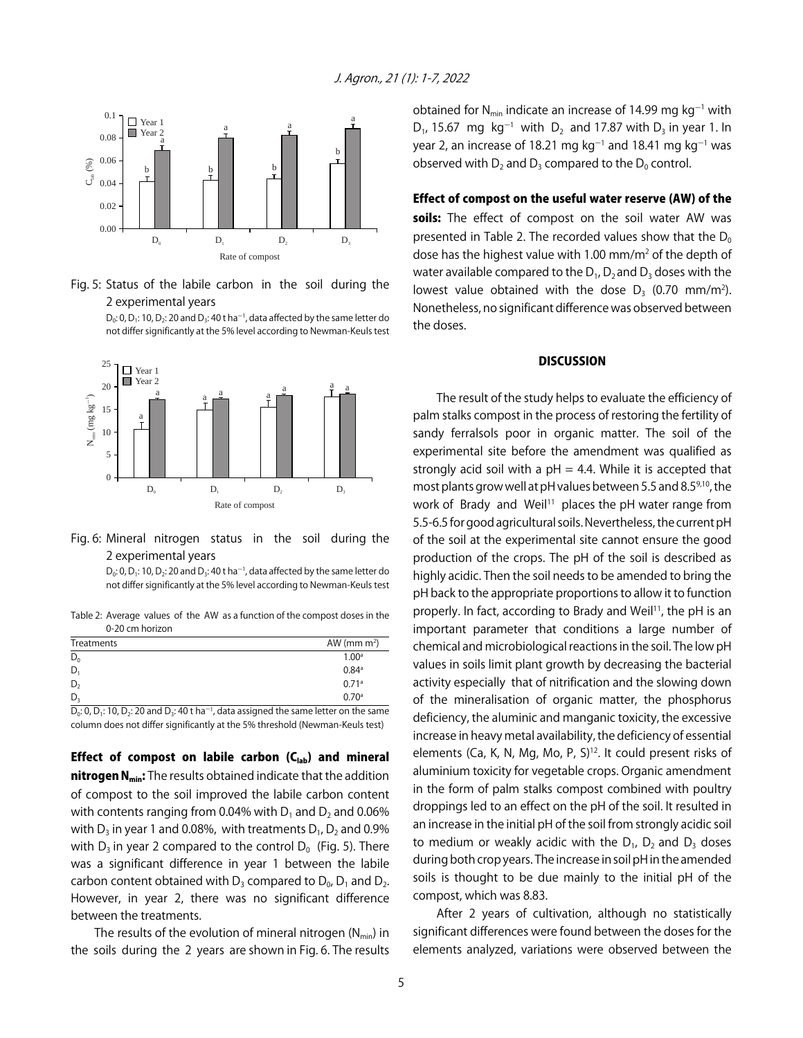Fig. 5: Status of the labile carbon in the soil during the 2 experimental years

$D_0$: 0, $D_1$: 10, $D_2$: 20 and $D_3$: 40 t ha$^{-1}$, data affected by the same letter do not differ significantly at the 5% level according to Newman-Keuls test

Fig. 6: Mineral nitrogen status in the soil during the 2 experimental years

$D_0$: 0, $D_1$: 10, $D_2$: 20 and $D_3$: 40 t ha$^{-1}$, data affected by the same letter do not differ significantly at the 5% level according to Newman-Keuls test

Table 2: Average values of the AW as a function of the compost doses in the 0-20 cm horizon

| Treatments | AW (mm m$^2$) |
|---|---|
| $D_0$ | 1.00$^a$ |
| $D_1$ | 0.84$^a$ |
| $D_2$ | 0.71$^a$ |
| $D_3$ | 0.70$^a$ |

$D_0$: 0, $D_1$: 10, $D_2$: 20 and $D_3$: 40 t ha$^{-1}$, data assigned the same letter on the same column does not differ significantly at the 5% threshold (Newman-Keuls test)

**Effect of compost on labile carbon ($C_{lab}$) and mineral nitrogen $N_{min}$:** The results obtained indicate that the addition of compost to the soil improved the labile carbon content with contents ranging from 0.04% with $D_1$ and $D_2$ and 0.06% with $D_3$ in year 1 and 0.08%, with treatments $D_1$, $D_2$ and 0.9% with $D_3$ in year 2 compared to the control $D_0$ (Fig. 5). There was a significant difference in year 1 between the labile carbon content obtained with $D_3$ compared to $D_0$, $D_1$ and $D_2$. However, in year 2, there was no significant difference between the treatments.

The results of the evolution of mineral nitrogen ($N_{min}$) in the soils during the 2 years are shown in Fig. 6. The results obtained for $N_{min}$ indicate an increase of 14.99 mg kg$^{-1}$ with $D_1$, 15.67 mg kg$^{-1}$ with $D_2$ and 17.87 with $D_3$ in year 1. In year 2, an increase of 18.21 mg kg$^{-1}$ and 18.41 mg kg$^{-1}$ was observed with $D_2$ and $D_3$ compared to the $D_0$ control.

**Effect of compost on the useful water reserve (AW) of the soils:** The effect of compost on the soil water AW was presented in Table 2. The recorded values show that the $D_0$ dose has the highest value with 1.00 mm/m$^2$ of the depth of water available compared to the $D_1$, $D_2$ and $D_3$ doses with the lowest value obtained with the dose $D_3$ (0.70 mm/m$^2$). Nonetheless, no significant difference was observed between the doses.

## DISCUSSION

The result of the study helps to evaluate the efficiency of palm stalks compost in the process of restoring the fertility of sandy ferralsols poor in organic matter. The soil of the experimental site before the amendment was qualified as strongly acid soil with a pH = 4.4. While it is accepted that most plants grow well at pH values between 5.5 and 8.5[9,10], the work of Brady and Weil[11] places the pH water range from 5.5-6.5 for good agricultural soils. Nevertheless, the current pH of the soil at the experimental site cannot ensure the good production of the crops. The pH of the soil is described as highly acidic. Then the soil needs to be amended to bring the pH back to the appropriate proportions to allow it to function properly. In fact, according to Brady and Weil[11], the pH is an important parameter that conditions a large number of chemical and microbiological reactions in the soil. The low pH values in soils limit plant growth by decreasing the bacterial activity especially that of nitrification and the slowing down of the mineralisation of organic matter, the phosphorus deficiency, the aluminic and manganic toxicity, the excessive increase in heavy metal availability, the deficiency of essential elements (Ca, K, N, Mg, Mo, P, S)[12]. It could present risks of aluminium toxicity for vegetable crops. Organic amendment in the form of palm stalks compost combined with poultry droppings led to an effect on the pH of the soil. It resulted in an increase in the initial pH of the soil from strongly acidic soil to medium or weakly acidic with the $D_1$, $D_2$ and $D_3$ doses during both crop years. The increase in soil pH in the amended soils is thought to be due mainly to the initial pH of the compost, which was 8.83.

After 2 years of cultivation, although no statistically significant differences were found between the doses for the elements analyzed, variations were observed between the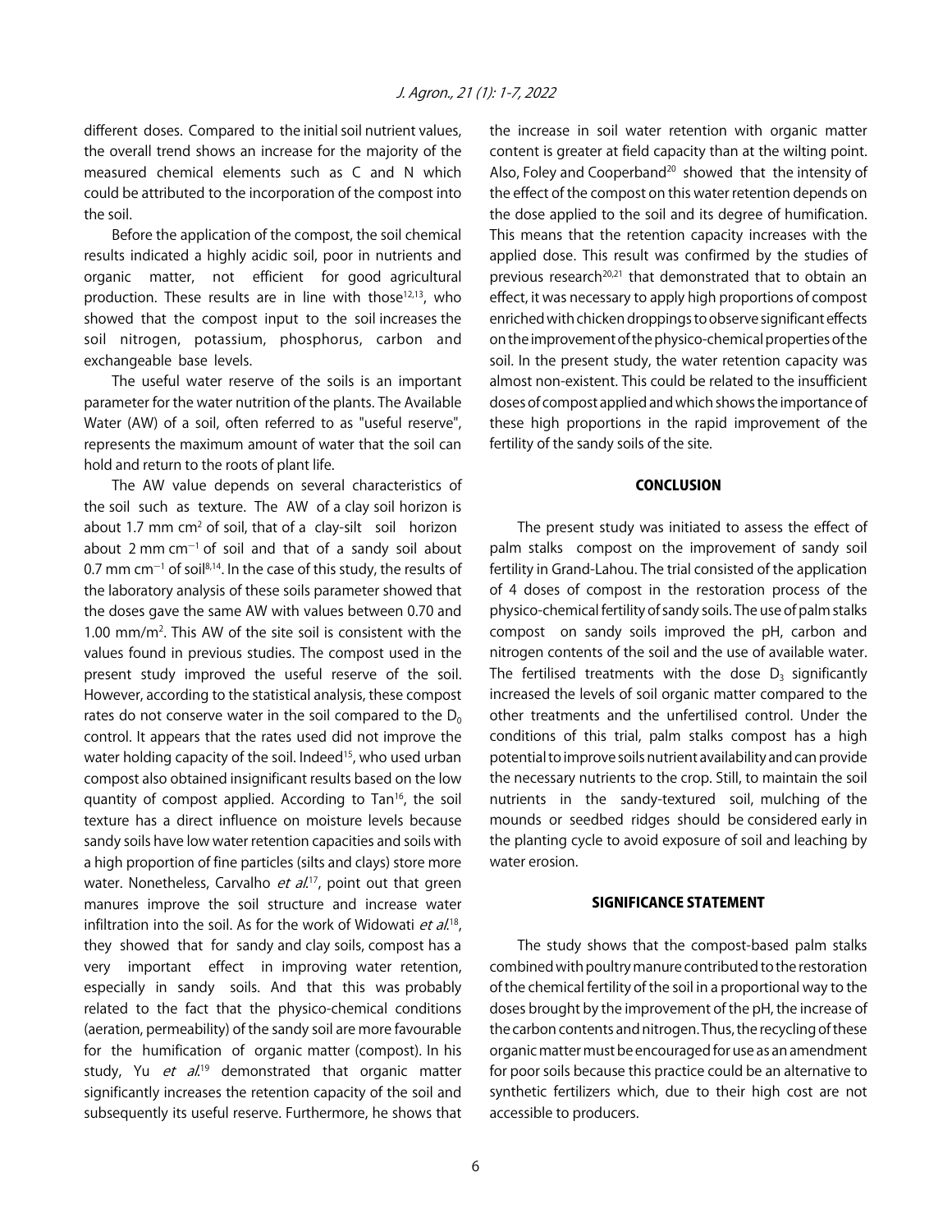different doses. Compared to the initial soil nutrient values, the overall trend shows an increase for the majority of the measured chemical elements such as C and N which could be attributed to the incorporation of the compost into the soil.

Before the application of the compost, the soil chemical results indicated a highly acidic soil, poor in nutrients and organic matter, not efficient for good agricultural production. These results are in line with those[12,13], who showed that the compost input to the soil increases the soil nitrogen, potassium, phosphorus, carbon and exchangeable base levels.

The useful water reserve of the soils is an important parameter for the water nutrition of the plants. The Available Water (AW) of a soil, often referred to as "useful reserve", represents the maximum amount of water that the soil can hold and return to the roots of plant life.

The AW value depends on several characteristics of the soil such as texture. The AW of a clay soil horizon is about 1.7 mm $cm^2$ of soil, that of a clay-silt soil horizon about 2 mm $cm^{-1}$ of soil and that of a sandy soil about 0.7 mm $cm^{-1}$ of soil[8,14]. In the case of this study, the results of the laboratory analysis of these soils parameter showed that the doses gave the same AW with values between 0.70 and 1.00 mm/$m^2$. This AW of the site soil is consistent with the values found in previous studies. The compost used in the present study improved the useful reserve of the soil. However, according to the statistical analysis, these compost rates do not conserve water in the soil compared to the $D_0$ control. It appears that the rates used did not improve the water holding capacity of the soil. Indeed[15], who used urban compost also obtained insignificant results based on the low quantity of compost applied. According to Tan[16], the soil texture has a direct influence on moisture levels because sandy soils have low water retention capacities and soils with a high proportion of fine particles (silts and clays) store more water. Nonetheless, Carvalho *et al.*[17], point out that green manures improve the soil structure and increase water infiltration into the soil. As for the work of Widowati *et al.*[18], they showed that for sandy and clay soils, compost has a very important effect in improving water retention, especially in sandy soils. And that this was probably related to the fact that the physico-chemical conditions (aeration, permeability) of the sandy soil are more favourable for the humification of organic matter (compost). In his study, Yu *et al.*[19] demonstrated that organic matter significantly increases the retention capacity of the soil and subsequently its useful reserve. Furthermore, he shows that the increase in soil water retention with organic matter content is greater at field capacity than at the wilting point. Also, Foley and Cooperband[20] showed that the intensity of the effect of the compost on this water retention depends on the dose applied to the soil and its degree of humification. This means that the retention capacity increases with the applied dose. This result was confirmed by the studies of previous research[20,21] that demonstrated that to obtain an effect, it was necessary to apply high proportions of compost enriched with chicken droppings to observe significant effects on the improvement of the physico-chemical properties of the soil. In the present study, the water retention capacity was almost non-existent. This could be related to the insufficient doses of compost applied and which shows the importance of these high proportions in the rapid improvement of the fertility of the sandy soils of the site.

## CONCLUSION

The present study was initiated to assess the effect of palm stalks compost on the improvement of sandy soil fertility in Grand-Lahou. The trial consisted of the application of 4 doses of compost in the restoration process of the physico-chemical fertility of sandy soils. The use of palm stalks compost on sandy soils improved the pH, carbon and nitrogen contents of the soil and the use of available water. The fertilised treatments with the dose $D_3$ significantly increased the levels of soil organic matter compared to the other treatments and the unfertilised control. Under the conditions of this trial, palm stalks compost has a high potential to improve soils nutrient availability and can provide the necessary nutrients to the crop. Still, to maintain the soil nutrients in the sandy-textured soil, mulching of the mounds or seedbed ridges should be considered early in the planting cycle to avoid exposure of soil and leaching by water erosion.

## SIGNIFICANCE STATEMENT

The study shows that the compost-based palm stalks combined with poultry manure contributed to the restoration of the chemical fertility of the soil in a proportional way to the doses brought by the improvement of the pH, the increase of the carbon contents and nitrogen. Thus, the recycling of these organic matter must be encouraged for use as an amendment for poor soils because this practice could be an alternative to synthetic fertilizers which, due to their high cost are not accessible to producers.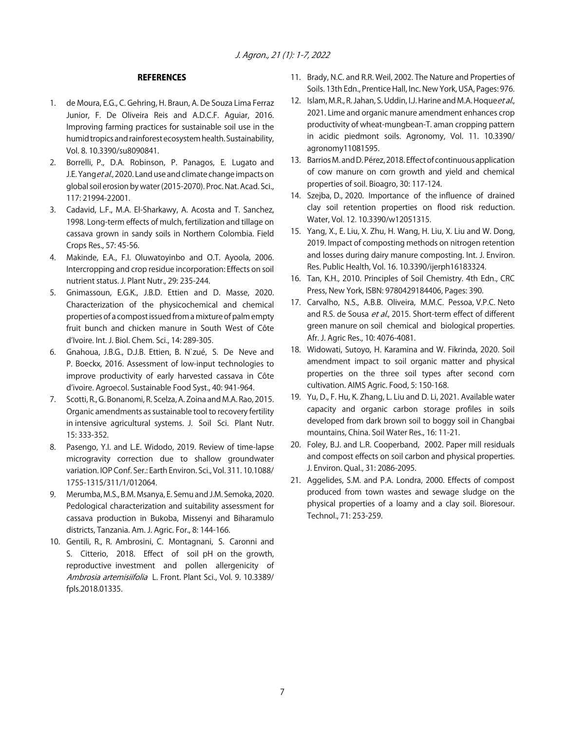## REFERENCES

1. de Moura, E.G., C. Gehring, H. Braun, A. De Souza Lima Ferraz Junior, F. De Oliveira Reis and A.D.C.F. Aguiar, 2016. Improving farming practices for sustainable soil use in the humid tropics and rainforest ecosystem health. Sustainability, Vol. 8. 10.3390/su8090841.
2. Borrelli, P., D.A. Robinson, P. Panagos, E. Lugato and J.E. Yang *et al*., 2020. Land use and climate change impacts on global soil erosion by water (2015-2070). Proc. Nat. Acad. Sci., 117: 21994-22001.
3. Cadavid, L.F., M.A. El-Sharkawy, A. Acosta and T. Sanchez, 1998. Long-term effects of mulch, fertilization and tillage on cassava grown in sandy soils in Northern Colombia. Field Crops Res., 57: 45-56.
4. Makinde, E.A., F.I. Oluwatoyinbo and O.T. Ayoola, 2006. Intercropping and crop residue incorporation: Effects on soil nutrient status. J. Plant Nutr., 29: 235-244.
5. Gnimassoun, E.G.K., J.B.D. Ettien and D. Masse, 2020. Characterization of the physicochemical and chemical properties of a compost issued from a mixture of palm empty fruit bunch and chicken manure in South West of Côte d'Ivoire. Int. J. Biol. Chem. Sci., 14: 289-305.
6. Gnahoua, J.B.G., D.J.B. Ettien, B. N`zué, S. De Neve and P. Boeckx, 2016. Assessment of low-input technologies to improve productivity of early harvested cassava in Côte d'ivoire. Agroecol. Sustainable Food Syst., 40: 941-964.
7. Scotti, R., G. Bonanomi, R. Scelza, A. Zoina and M.A. Rao, 2015. Organic amendments as sustainable tool to recovery fertility in intensive agricultural systems. J. Soil Sci. Plant Nutr. 15: 333-352.
8. Pasengo, Y.I. and L.E. Widodo, 2019. Review of time-lapse microgravity correction due to shallow groundwater variation. IOP Conf. Ser.: Earth Environ. Sci., Vol. 311. 10.1088/1755-1315/311/1/012064.
9. Merumba, M.S., B.M. Msanya, E. Semu and J.M. Semoka, 2020. Pedological characterization and suitability assessment for cassava production in Bukoba, Missenyi and Biharamulo districts, Tanzania. Am. J. Agric. For., 8: 144-166.
10. Gentili, R., R. Ambrosini, C. Montagnani, S. Caronni and S. Citterio, 2018. Effect of soil pH on the growth, reproductive investment and pollen allergenicity of *Ambrosia artemisiifolia* L. Front. Plant Sci., Vol. 9. 10.3389/fpls.2018.01335.
11. Brady, N.C. and R.R. Weil, 2002. The Nature and Properties of Soils. 13th Edn., Prentice Hall, Inc. New York, USA, Pages: 976.
12. Islam, M.R., R. Jahan, S. Uddin, I.J. Harine and M.A. Hoque *et al*., 2021. Lime and organic manure amendment enhances crop productivity of wheat-mungbean-T. aman cropping pattern in acidic piedmont soils. Agronomy, Vol. 11. 10.3390/agronomy11081595.
13. Barrios M. and D. Pérez, 2018. Effect of continuous application of cow manure on corn growth and yield and chemical properties of soil. Bioagro, 30: 117-124.
14. Szejba, D., 2020. Importance of the influence of drained clay soil retention properties on flood risk reduction. Water, Vol. 12. 10.3390/w12051315.
15. Yang, X., E. Liu, X. Zhu, H. Wang, H. Liu, X. Liu and W. Dong, 2019. Impact of composting methods on nitrogen retention and losses during dairy manure composting. Int. J. Environ. Res. Public Health, Vol. 16. 10.3390/ijerph16183324.
16. Tan, K.H., 2010. Principles of Soil Chemistry. 4th Edn., CRC Press, New York, ISBN: 9780429184406, Pages: 390.
17. Carvalho, N.S., A.B.B. Oliveira, M.M.C. Pessoa, V.P.C. Neto and R.S. de Sousa *et al*., 2015. Short-term effect of different green manure on soil chemical and biological properties. Afr. J. Agric Res., 10: 4076-4081.
18. Widowati, Sutoyo, H. Karamina and W. Fikrinda, 2020. Soil amendment impact to soil organic matter and physical properties on the three soil types after second corn cultivation. AIMS Agric. Food, 5: 150-168.
19. Yu, D., F. Hu, K. Zhang, L. Liu and D. Li, 2021. Available water capacity and organic carbon storage profiles in soils developed from dark brown soil to boggy soil in Changbai mountains, China. Soil Water Res., 16: 11-21.
20. Foley, B.J. and L.R. Cooperband, 2002. Paper mill residuals and compost effects on soil carbon and physical properties. J. Environ. Qual., 31: 2086-2095.
21. Aggelides, S.M. and P.A. Londra, 2000. Effects of compost produced from town wastes and sewage sludge on the physical properties of a loamy and a clay soil. Bioresour. Technol., 71: 253-259.